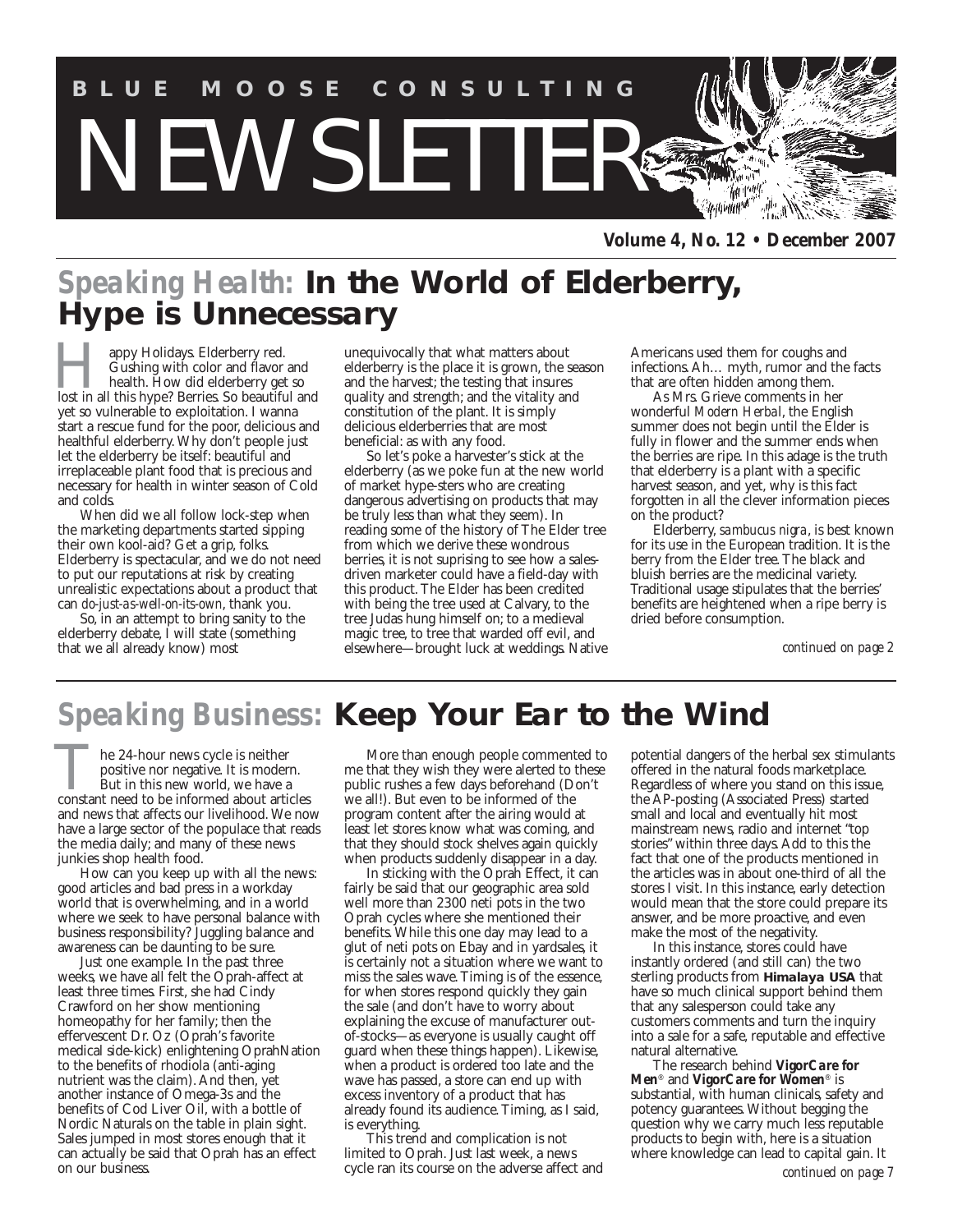# BLUE MOOSE CONSULTING NEWSLETTER

**Volume 4, No. 12 • December 2007**

## Speaking Health: In the World of Elderberry, Hype is Unnecessary

Happy Holidays. Elderberry red. Gushing with color and flavor and health. How did elderberry get so lost in all this hype? Berries. So beautiful and yet so vulnerable to exploitation. I wanna start a rescue fund for the poor, delicious and healthful elderberry. Why don't people just let the elderberry be itself: beautiful and irreplaceable plant food that is precious and necessary for health in winter season of Cold and colds.

When did we all follow lock-step when the marketing departments started sipping their own kool-aid? Get a grip, folks. Elderberry is spectacular, and we do not need to put our reputations at risk by creating unrealistic expectations about a product that can *do-just-as-well-on-its-own*, thank you.

So, in an attempt to bring sanity to the elderberry debate, I will state (something that we all already know) most unequivocally that what matters about elderberry is the place it is grown, the season and the harvest; the testing that insures quality and strength; and the vitality and constitution of the plant. It is simply delicious elderberries that are most beneficial: as with any food.

So let's poke a harvester's stick at the elderberry (as we poke fun at the new world of market hype-sters who are creating dangerous advertising on products that may be truly less than what they seem). In reading some of the history of The Elder tree from which we derive these wondrous berries, it is not suprising to see how a sales-driven marketer could have a field-day with this product. The Elder has been credited with being the tree used at Calvary, to the tree Judas hung himself on; to a medieval magic tree, to tree that warded off evil, and elsewhere—brought luck at weddings. Native Americans used them for coughs and infections. Ah… myth, rumor and the facts that are often hidden among them.

As Mrs. Grieve comments in her wonderful *Modern Herbal*, the English summer does not begin until the Elder is fully in flower and the summer ends when the berries are ripe. In this adage is the truth that elderberry is a plant with a specific harvest season, and yet, why is this fact forgotten in all the clever information pieces on the product?

Elderberry, *sambucus nigra*, is best known for its use in the European tradition. It is the berry from the Elder tree. The black and bluish berries are the medicinal variety. Traditional usage stipulates that the berries' benefits are heightened when a ripe berry is dried before consumption.

*continued on page 2*

## Speaking Business: Keep Your Ear to the Wind

The 24-hour news cycle is neither positive nor negative. It is modern. But in this new world, we have a constant need to be informed about articles and news that affects our livelihood. We now have a large sector of the populace that reads the media daily; and many of these news junkies shop health food.

How can you keep up with all the news: good articles and bad press in a workday world that is overwhelming, and in a world where we seek to have personal balance with business responsibility? Juggling balance and awareness can be daunting to be sure.

Just one example. In the past three weeks, we have all felt the Oprah-affect at least three times. First, she had Cindy Crawford on her show mentioning homeopathy for her family; then the effervescent Dr. Oz (Oprah's favorite medical side-kick) enlightening OprahNation to the benefits of rhodiola (anti-aging nutrient was the claim). And then, yet another instance of Omega-3s and the benefits of Cod Liver Oil, with a bottle of Nordic Naturals on the table in plain sight. Sales jumped in most stores enough that it can actually be said that Oprah has an effect on our business.

More than enough people commented to me that they wish they were alerted to these public rushes a few days beforehand (Don't we all!). But even to be informed of the program content after the airing would at least let stores know what was coming, and that they should stock shelves again quickly when products suddenly disappear in a day.

In sticking with the Oprah Effect, it can fairly be said that our geographic area sold well more than 2300 neti pots in the two Oprah cycles where she mentioned their benefits. While this one day may lead to a glut of neti pots on Ebay and in yardsales, it is certainly not a situation where we want to miss the sales wave. Timing is of the essence, for when stores respond quickly they gain the sale (and don't have to worry about explaining the excuse of manufacturer out-of-stocks—as everyone is usually caught off guard when these things happen). Likewise, when a product is ordered too late and the wave has passed, a store can end up with excess inventory of a product that has already found its audience. Timing, as I said, is everything.

This trend and complication is not limited to Oprah. Just last week, a news cycle ran its course on the adverse affect and potential dangers of the herbal sex stimulants offered in the natural foods marketplace. Regardless of where you stand on this issue, the AP-posting (Associated Press) started small and local and eventually hit most mainstream news, radio and internet "top stories" within three days. Add to this the fact that one of the products mentioned in the articles was in about one-third of all the stores I visit. In this instance, early detection would mean that the store could prepare its answer, and be more proactive, and even make the most of the negativity.

In this instance, stores could have instantly ordered (and still can) the two sterling products from **Himalaya USA** that have so much clinical support behind them that any salesperson could take any customers comments and turn the inquiry into a sale for a safe, reputable and effective natural alternative.

The research behind **VigorCare for Men**® and **VigorCare for Women**® is substantial, with human clinicals, safety and potency guarantees. Without begging the question why we carry much less reputable products to begin with, here is a situation where knowledge can lead to capital gain. It

*continued on page 7*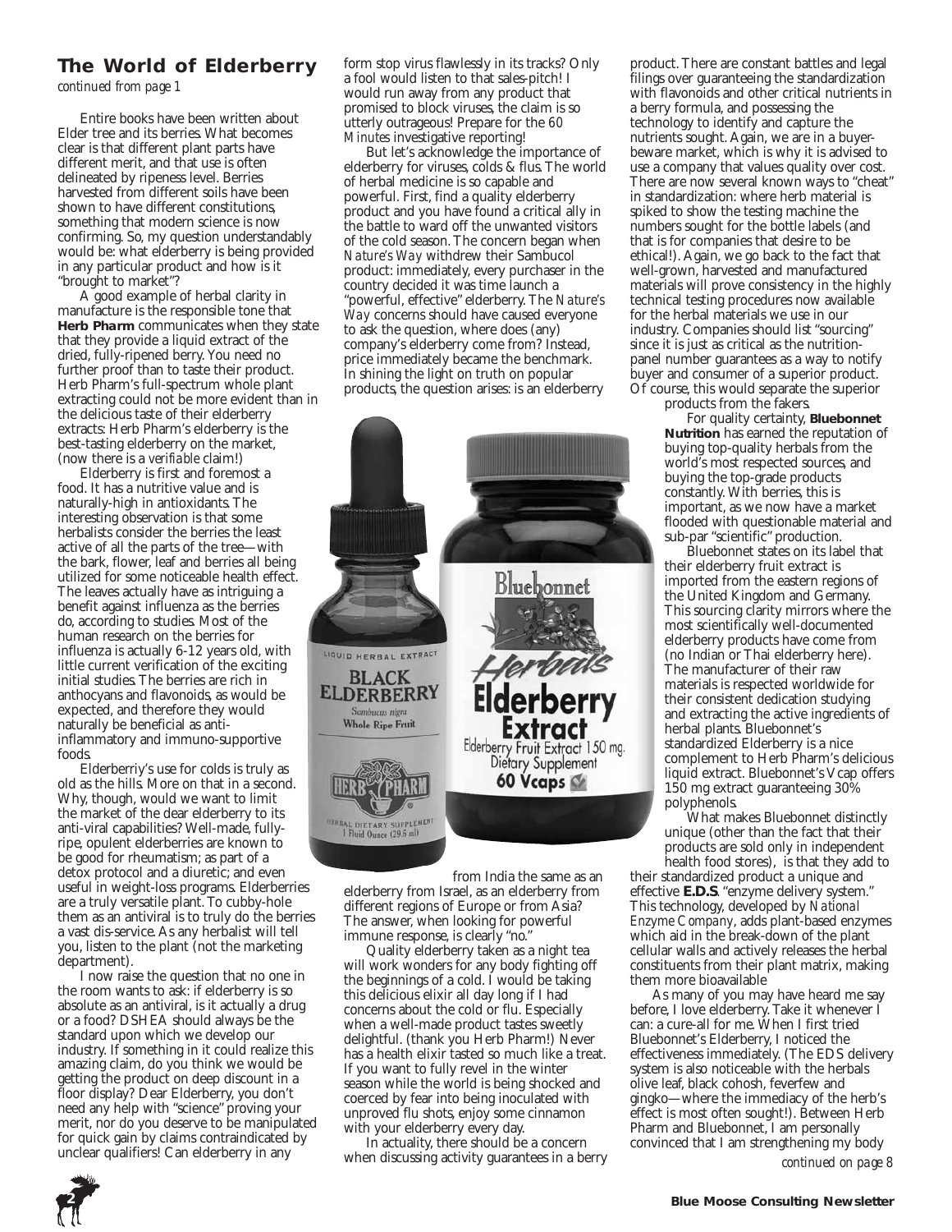## The World of Elderberry

*continued from page 1*

Entire books have been written about Elder tree and its berries. What becomes clear is that different plant parts have different merit, and that use is often delineated by ripeness level. Berries harvested from different soils have been shown to have different constitutions, something that modern science is now confirming. So, my question understandably would be: what elderberry is being provided in any particular product and how is it "brought to market"?

A good example of herbal clarity in manufacture is the responsible tone that **Herb Pharm** communicates when they state that they provide a liquid extract of the dried, fully-ripened berry. You need no further proof than to taste their product. Herb Pharm's full-spectrum whole plant extracting could not be more evident than in the delicious taste of their elderberry extracts: Herb Pharm's elderberry is the best-tasting elderberry on the market, (now there is a *verifiable* claim!)

Elderberry is first and foremost a food. It has a nutritive value and is naturally-high in antioxidants. The interesting observation is that some herbalists consider the berries the least active of all the parts of the tree—with the bark, flower, leaf and berries all being utilized for some noticeable health effect. The leaves actually have as intriguing a benefit against influenza as the berries do, according to studies. Most of the human research on the berries for influenza is actually 6-12 years old, with little current verification of the exciting initial studies. The berries are rich in anthocyans and flavonoids, as would be expected, and therefore they would naturally be beneficial as anti-inflammatory and immuno-supportive foods.

Elderberriy's use for colds is truly as old as the hills. More on that in a second. Why, though, would we want to limit the market of the dear elderberry to its anti-viral capabilities? Well-made, fully-ripe, opulent elderberries are known to be good for rheumatism; as part of a detox protocol and a diuretic; and even useful in weight-loss programs. Elderberries are a truly versatile plant. To cubby-hole them as an antiviral is to truly do the berries a vast dis-service. As any herbalist will tell you, listen to the plant (not the marketing department).

I now raise the question that no one in the room wants to ask: if elderberry is so absolute as an antiviral, is it actually a drug or a food? DSHEA should always be the standard upon which we develop our industry. If something in it could realize this amazing claim, do you think we would be getting the product on deep discount in a floor display? Dear Elderberry, you don't need any help with "science" proving your merit, nor do you deserve to be manipulated for quick gain by claims contraindicated by unclear qualifiers! Can elderberry in any form stop virus flawlessly in its tracks? Only a fool would listen to that sales-pitch! I would run away from any product that promised to block viruses, the claim is so utterly outrageous! Prepare for the *60 Minutes* investigative reporting!

But let's acknowledge the importance of elderberry for viruses, colds & flus. The world of herbal medicine is so capable and powerful. First, find a quality elderberry product and you have found a critical ally in the battle to ward off the unwanted visitors of the cold season. The concern began when *Nature's Way* withdrew their Sambucol product: immediately, every purchaser in the country decided it was time launch a "powerful, effective" elderberry. The *Nature's Way* concerns should have caused everyone to ask the question, where does (any) company's elderberry come from? Instead, price immediately became the benchmark. In shining the light on truth on popular products, the question arises: is an elderberry from India the same as an elderberry from Israel, as an elderberry from different regions of Europe or from Asia? The answer, when looking for powerful immune response, is clearly "no."

Quality elderberry taken as a night tea will work wonders for any body fighting off the beginnings of a cold. I would be taking this delicious elixir all day long if I had concerns about the cold or flu. Especially when a well-made product tastes sweetly delightful. (thank you Herb Pharm!) Never has a health elixir tasted so much like a treat. If you want to fully revel in the winter season while the world is being shocked and coerced by fear into being inoculated with unproved flu shots, enjoy some cinnamon with your elderberry every day.

In actuality, there should be a concern when discussing activity guarantees in a berry product. There are constant battles and legal filings over guaranteeing the standardization with flavonoids and other critical nutrients in a berry formula, and possessing the technology to identify and capture the nutrients sought. Again, we are in a buyer-beware market, which is why it is advised to use a company that values quality over cost. There are now several known ways to "cheat" in standardization: where herb material is spiked to show the testing machine the numbers sought for the bottle labels (and that is for companies that desire to be ethical!). Again, we go back to the fact that well-grown, harvested and manufactured materials will prove consistency in the highly technical testing procedures now available for the herbal materials we use in our industry. Companies should list "sourcing" since it is just as critical as the nutrition-panel number guarantees as a way to notify buyer and consumer of a superior product. Of course, this would separate the superior products from the fakers.

For quality certainty, **Bluebonnet Nutrition** has earned the reputation of buying top-quality herbals from the world's most respected sources, and buying the top-grade products constantly. With berries, this is important, as we now have a market flooded with questionable material and sub-par "scientific" production.

Bluebonnet states on its label that their elderberry fruit extract is imported from the eastern regions of the United Kingdom and Germany. This sourcing clarity mirrors where the most scientifically well-documented elderberry products have come from (no Indian or Thai elderberry here). The manufacturer of their raw materials is respected worldwide for their consistent dedication studying and extracting the active ingredients of herbal plants. Bluebonnet's standardized Elderberry is a nice complement to Herb Pharm's delicious liquid extract. Bluebonnet's Vcap offers 150 mg extract guaranteeing 30% polyphenols.

What makes Bluebonnet distinctly unique (other than the fact that their products are sold only in independent health food stores), is that they add to their standardized product a unique and effective **E.D.S**. "enzyme delivery system." This technology, developed by *National Enzyme Company*, adds plant-based enzymes which aid in the break-down of the plant cellular walls and actively releases the herbal constituents from their plant matrix, making them more bioavailable

As many of you may have heard me say before, I love elderberry. Take it whenever I can: a cure-all for me. When I first tried Bluebonnet's Elderberry, I noticed the effectiveness immediately. (The EDS delivery system is also noticeable with the herbals olive leaf, black cohosh, feverfew and gingko—where the immediacy of the herb's effect is most often sought!). Between Herb Pharm and Bluebonnet, I am personally convinced that I am strengthening my body

*continued on page 8*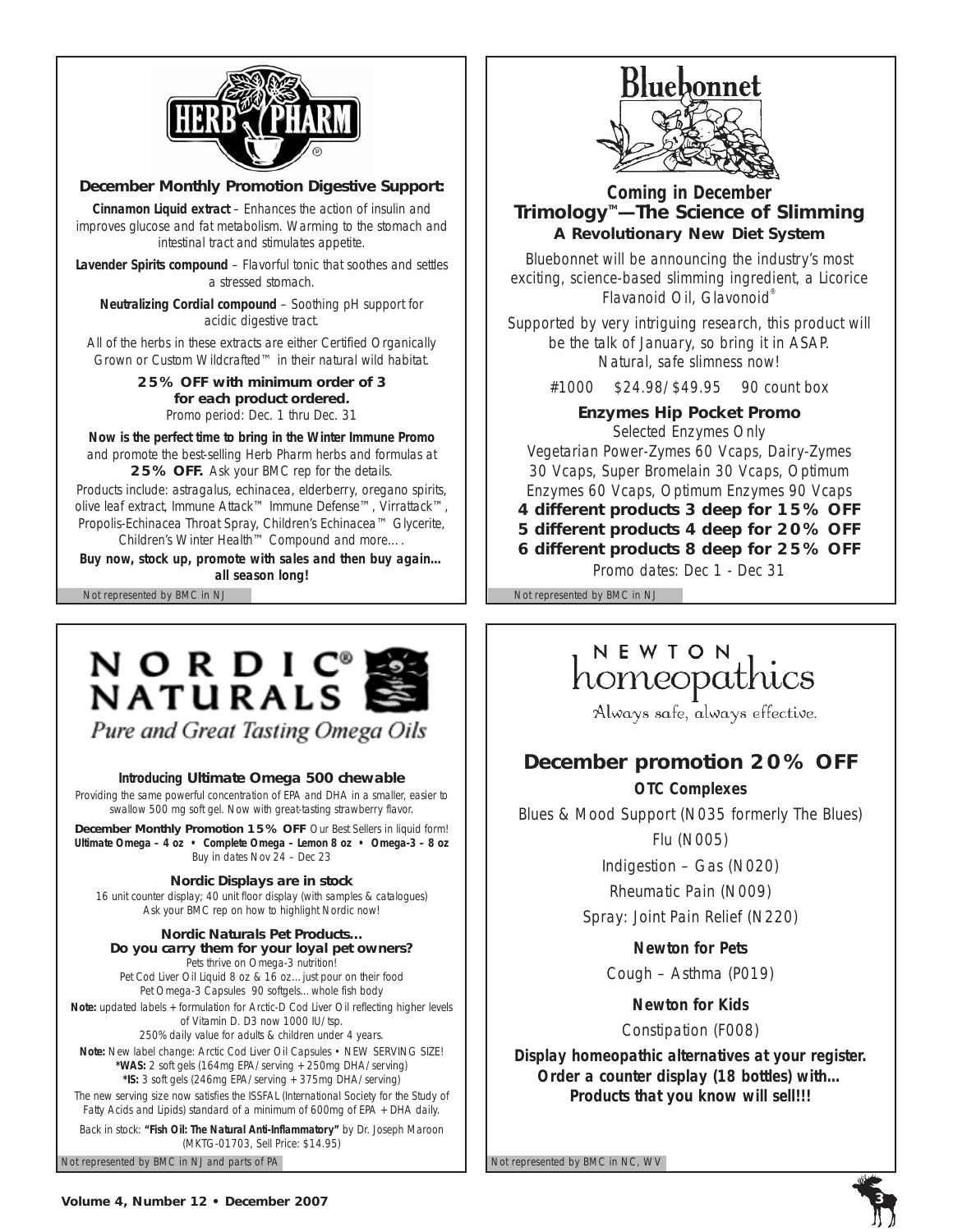## HERB PHARM

**December Monthly Promotion Digestive Support:**

**Cinnamon Liquid extract** – Enhances the action of insulin and improves glucose and fat metabolism. Warming to the stomach and intestinal tract and stimulates appetite.

**Lavender Spirits compound** – Flavorful tonic that soothes and settles a stressed stomach.

**Neutralizing Cordial compound** – Soothing pH support for acidic digestive tract.

All of the herbs in these extracts are either Certified Organically Grown or Custom Wildcrafted™ in their natural wild habitat.

**25% OFF with minimum order of 3 for each product ordered.**
Promo period: Dec. 1 thru Dec. 31

**Now is the perfect time to bring in the Winter Immune Promo** and promote the best-selling Herb Pharm herbs and formulas at **25% OFF.** Ask your BMC rep for the details.

Products include: astragalus, echinacea, elderberry, oregano spirits, olive leaf extract, Immune Attack™ Immune Defense™, Virrattack™, Propolis-Echinacea Throat Spray, Children's Echinacea™ Glycerite, Children's Winter Health™ Compound and more….

**Buy now, stock up, promote with sales and then buy again... all season long!**

Not represented by BMC in NJ

## Bluebonnet

**Coming in December**
**Trimology™—The Science of Slimming**
**A Revolutionary New Diet System**

Bluebonnet will be announcing the industry's most exciting, science-based slimming ingredient, a Licorice Flavanoid Oil, Glavonoid®

Supported by very intriguing research, this product will be the talk of January, so bring it in ASAP. Natural, safe slimness now!

#1000 $24.98/$49.95 90 count box

**Enzymes Hip Pocket Promo**

Selected Enzymes Only

Vegetarian Power-Zymes 60 Vcaps, Dairy-Zymes 30 Vcaps, Super Bromelain 30 Vcaps, Optimum Enzymes 60 Vcaps, Optimum Enzymes 90 Vcaps

**4 different products 3 deep for 15% OFF**
**5 different products 4 deep for 20% OFF**
**6 different products 8 deep for 25% OFF**

Promo dates: Dec 1 - Dec 31

Not represented by BMC in NJ

## NORDIC® NATURALS

*Pure and Great Tasting Omega Oils*

**Introducing Ultimate Omega 500 chewable**

Providing the same powerful concentration of EPA and DHA in a smaller, easier to swallow 500 mg soft gel. Now with great-tasting strawberry flavor.

**December Monthly Promotion 15% OFF** Our Best Sellers in liquid form!
**Ultimate Omega – 4 oz • Complete Omega – Lemon 8 oz • Omega-3 – 8 oz**
Buy in dates Nov 24 – Dec 23

**Nordic Displays are in stock**

16 unit counter display; 40 unit floor display (with samples & catalogues)
Ask your BMC rep on how to highlight Nordic now!

**Nordic Naturals Pet Products…**
**Do you carry them for your loyal pet owners?**

Pets thrive on Omega-3 nutrition!
Pet Cod Liver Oil Liquid 8 oz & 16 oz…just pour on their food
Pet Omega-3 Capsules 90 softgels…whole fish body

**Note:** updated labels + formulation for Arctic-D Cod Liver Oil reflecting higher levels of Vitamin D. D3 now 1000 IU/tsp.
250% daily value for adults & children under 4 years.

**Note:** New label change: Arctic Cod Liver Oil Capsules • NEW SERVING SIZE!
**\*WAS:** 2 soft gels (164mg EPA/serving + 250mg DHA/serving)
**\*IS:** 3 soft gels (246mg EPA/serving + 375mg DHA/serving)

The new serving size now satisfies the ISSFAL (International Society for the Study of Fatty Acids and Lipids) standard of a minimum of 600mg of EPA + DHA daily.

Back in stock: **"Fish Oil: The Natural Anti-Inflammatory"** by Dr. Joseph Maroon (MKTG-01703, Sell Price: $14.95)

Not represented by BMC in NJ and parts of PA

## NEWTON homeopathics

*Always safe, always effective.*

### December promotion 20% OFF

**OTC Complexes**

Blues & Mood Support (N035 formerly The Blues)

Flu (N005)

Indigestion – Gas (N020)

Rheumatic Pain (N009)

Spray: Joint Pain Relief (N220)

**Newton for Pets**

Cough – Asthma (P019)

**Newton for Kids**

Constipation (F008)

**Display homeopathic alternatives at your register. Order a counter display (18 bottles) with... Products that you know will sell!!!**

Not represented by BMC in NC, WV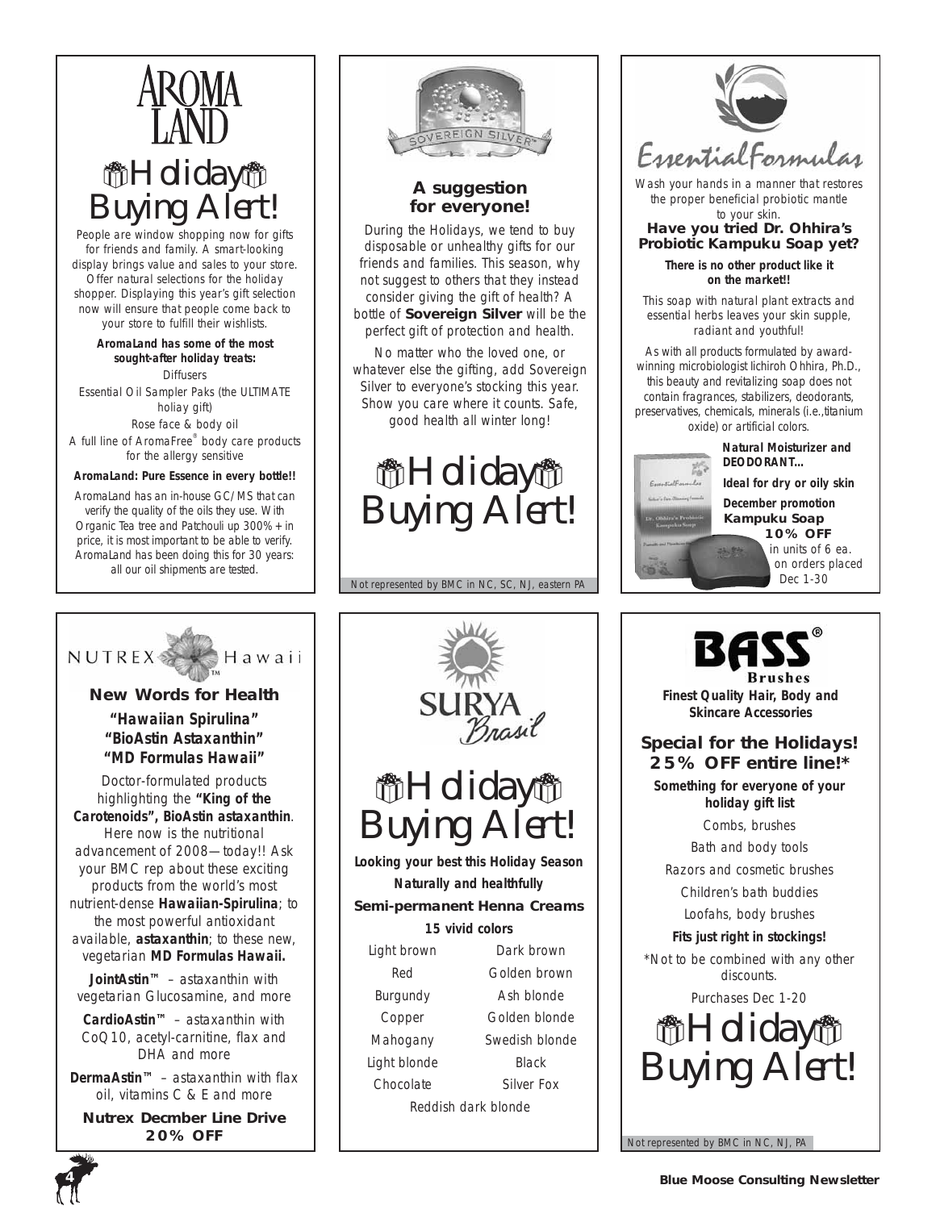## AROMA LAND

### Holiday Buying Alert!

People are window shopping now for gifts for friends and family. A smart-looking display brings value and sales to your store. Offer natural selections for the holiday shopper. Displaying this year's gift selection now will ensure that people come back to your store to fulfill their wishlists.

**AromaLand has some of the most sought-after holiday treats:**

Diffusers

Essential Oil Sampler Paks (the ULTIMATE holiay gift)

Rose face & body oil

A full line of AromaFree® body care products for the allergy sensitive

**AromaLand: Pure Essence in every bottle!!**

AromaLand has an in-house GC/MS that can verify the quality of the oils they use. With Organic Tea tree and Patchouli up 300%+ in price, it is most important to be able to verify. AromaLand has been doing this for 30 years: all our oil shipments are tested.

## SOVEREIGN SILVER

**A suggestion for everyone!**

During the Holidays, we tend to buy disposable or unhealthy gifts for our friends and families. This season, why not suggest to others that they instead consider giving the gift of health? A bottle of **Sovereign Silver** will be the perfect gift of protection and health.

No matter who the loved one, or whatever else the gifting, add Sovereign Silver to everyone's stocking this year. Show you care where it counts. Safe, good health all winter long!

### Holiday Buying Alert!

Not represented by BMC in NC, SC, NJ, eastern PA

## EssentialFormulas

Wash your hands in a manner that restores the proper beneficial probiotic mantle to your skin.

**Have you tried Dr. Ohhira's Probiotic Kampuku Soap yet?**

**There is no other product like it on the market!!**

This soap with natural plant extracts and essential herbs leaves your skin supple, radiant and youthful!

As with all products formulated by award-winning microbiologist Iichiroh Ohhira, Ph.D., this beauty and revitalizing soap does not contain fragrances, stabilizers, deodorants, preservatives, chemicals, minerals (i.e.,titanium oxide) or artificial colors.

**Natural Moisturizer and DEODORANT...**

**Ideal for dry or oily skin**

**December promotion Kampuku Soap 10% OFF** in units of 6 ea. on orders placed Dec 1-30

## NUTREX Hawaii

**New Words for Health**

**"Hawaiian Spirulina"**
**"BioAstin Astaxanthin"**
**"MD Formulas Hawaii"**

Doctor-formulated products highlighting the **"King of the Carotenoids", BioAstin astaxanthin**. Here now is the nutritional advancement of 2008—today!! Ask your BMC rep about these exciting products from the world's most nutrient-dense **Hawaiian-Spirulina**; to the most powerful antioxidant available, **astaxanthin**; to these new, vegetarian **MD Formulas Hawaii.**

**JointAstin™** – astaxanthin with vegetarian Glucosamine, and more

**CardioAstin™** – astaxanthin with CoQ10, acetyl-carnitine, flax and DHA and more

**DermaAstin™** – astaxanthin with flax oil, vitamins C & E and more

**Nutrex Decmber Line Drive 20% OFF**

## SURYA Brasil

### Holiday Buying Alert!

**Looking your best this Holiday Season**

**Naturally and healthfully**

**Semi-permanent Henna Creams**

**15 vivid colors**

| | |
|---|---|
| Light brown | Dark brown |
| Red | Golden brown |
| Burgundy | Ash blonde |
| Copper | Golden blonde |
| Mahogany | Swedish blonde |
| Light blonde | Black |
| Chocolate | Silver Fox |

Reddish dark blonde

## BASS® Brushes

**Finest Quality Hair, Body and Skincare Accessories**

**Special for the Holidays! 25% OFF entire line!***

**Something for everyone of your holiday gift list**

Combs, brushes

Bath and body tools

Razors and cosmetic brushes

Children's bath buddies

Loofahs, body brushes

**Fits just right in stockings!**

*Not to be combined with any other discounts.

Purchases Dec 1-20

### Holiday Buying Alert!

Not represented by BMC in NC, NJ, PA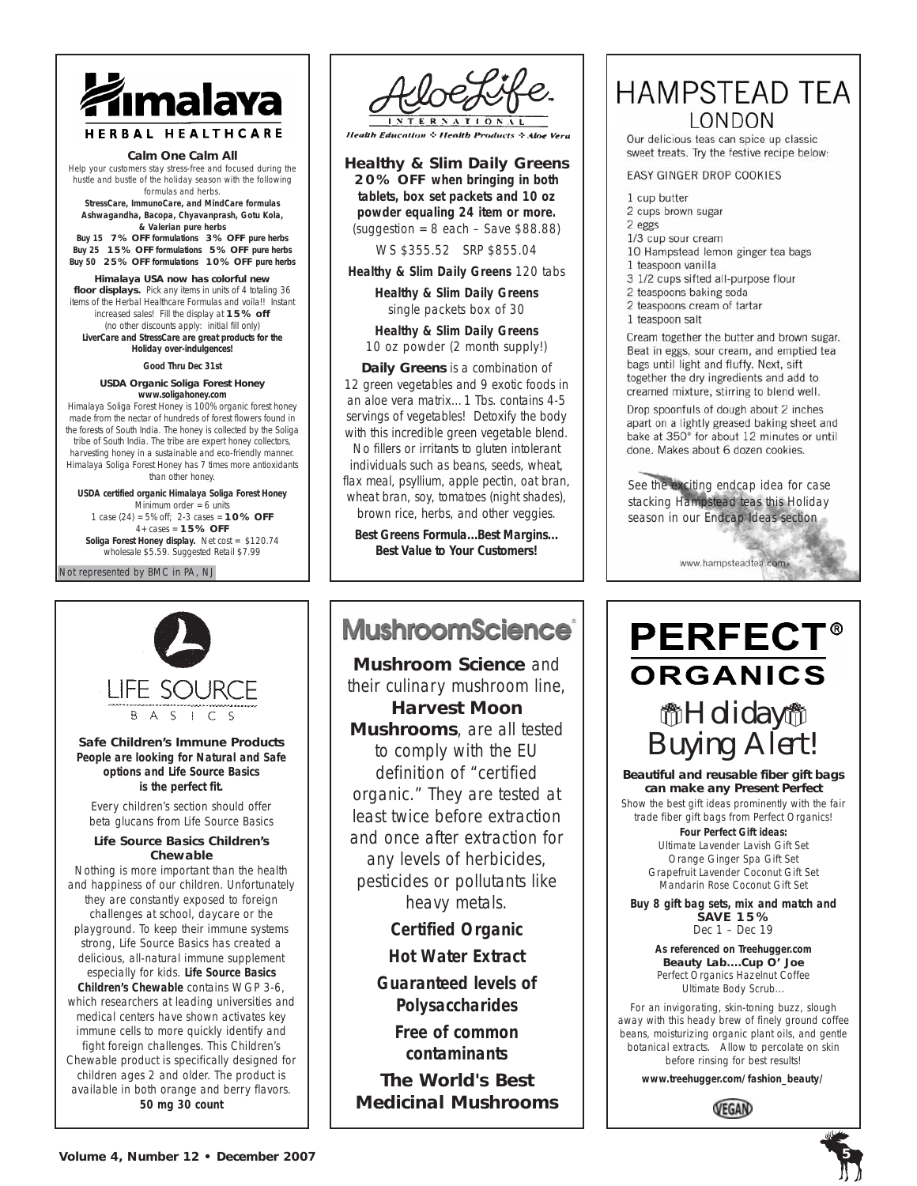# Himalaya

HERBAL HEALTHCARE

**Calm One Calm All**

Help your customers stay stress-free and focused during the hustle and bustle of the holiday season with the following formulas and herbs.

**StressCare, ImmunoCare, and MindCare formulas**
**Ashwagandha, Bacopa, Chyavanprash, Gotu Kola, & Valerian pure herbs**

**Buy 15 7% OFF formulations 3% OFF pure herbs**
**Buy 25 15% OFF formulations 5% OFF pure herbs**
**Buy 50 25% OFF formulations 10% OFF pure herbs**

**Himalaya USA now has colorful new floor displays.** Pick any items in units of 4 totaling 36 items of the Herbal Healthcare Formulas and voila!! Instant increased sales! Fill the display at **15% off** (no other discounts apply: initial fill only)

**LiverCare and StressCare are great products for the Holiday over-indulgences!**

**Good Thru Dec 31st**

**USDA Organic Soliga Forest Honey**
**www.soligahoney.com**

Himalaya Soliga Forest Honey is 100% organic forest honey made from the nectar of hundreds of forest flowers found in the forests of South India. The honey is collected by the Soliga tribe of South India. The tribe are expert honey collectors, harvesting honey in a sustainable and eco-friendly manner. Himalaya Soliga Forest Honey has 7 times more antioxidants than other honey.

**USDA certified organic Himalaya Soliga Forest Honey**
Minimum order = 6 units
1 case (24) = 5% off; 2-3 cases = **10% OFF**
4+ cases = **15% OFF**
**Soliga Forest Honey display.** Net cost = $120.74 wholesale $5.59. Suggested Retail $7.99

Not represented by BMC in PA, NJ

# AloeLife

INTERNATIONAL

*Health Education ✣ Health Products ✣ Aloe Vera*

**Healthy & Slim Daily Greens**
**20% OFF when bringing in both tablets, box set packets and 10 oz powder equaling 24 item or more.**
(suggestion = 8 each – Save $88.88)

WS $355.52 SRP $855.04

**Healthy & Slim Daily Greens** 120 tabs

**Healthy & Slim Daily Greens** single packets box of 30

**Healthy & Slim Daily Greens** 10 oz powder (2 month supply!)

**Daily Greens** is a combination of 12 green vegetables and 9 exotic foods in an aloe vera matrix…1 Tbs. contains 4-5 servings of vegetables! Detoxify the body with this incredible green vegetable blend. No fillers or irritants to gluten intolerant individuals such as beans, seeds, wheat, flax meal, psyllium, apple pectin, oat bran, wheat bran, soy, tomatoes (night shades), brown rice, herbs, and other veggies.

**Best Greens Formula…Best Margins… Best Value to Your Customers!**

# HAMPSTEAD TEA LONDON

Our delicious teas can spice up classic sweet treats. Try the festive recipe below:

EASY GINGER DROP COOKIES

- 1 cup butter
- 2 cups brown sugar
- 2 eggs
- 1/3 cup sour cream
- 10 Hampstead lemon ginger tea bags
- 1 teaspoon vanilla
- 3 1/2 cups sifted all-purpose flour
- 2 teaspoons baking soda
- 2 teaspoons cream of tartar
- 1 teaspoon salt

Cream together the butter and brown sugar. Beat in eggs, sour cream, and emptied tea bags until light and fluffy. Next, sift together the dry ingredients and add to creamed mixture, stirring to blend well.

Drop spoonfuls of dough about 2 inches apart on a lightly greased baking sheet and bake at 350° for about 12 minutes or until done. Makes about 6 dozen cookies.

See the exciting endcap idea for case stacking Hampstead teas this Holiday season in our Endcap Ideas section

www.hampsteadtea.com

# LIFE SOURCE BASICS

**Safe Children's Immune Products**
**People are looking for Natural and Safe options and Life Source Basics is the perfect fit.**

Every children's section should offer beta glucans from Life Source Basics

**Life Source Basics Children's Chewable**

Nothing is more important than the health and happiness of our children. Unfortunately they are constantly exposed to foreign challenges at school, daycare or the playground. To keep their immune systems strong, Life Source Basics has created a delicious, all-natural immune supplement especially for kids. **Life Source Basics Children's Chewable** contains WGP 3-6, which researchers at leading universities and medical centers have shown activates key immune cells to more quickly identify and fight foreign challenges. This Children's Chewable product is specifically designed for children ages 2 and older. The product is available in both orange and berry flavors.

**50 mg 30 count**

# MushroomScience®

**Mushroom Science** and their culinary mushroom line, **Harvest Moon Mushrooms**, are all tested to comply with the EU definition of "certified organic." They are tested at least twice before extraction and once after extraction for any levels of herbicides, pesticides or pollutants like heavy metals.

***Certified Organic***

***Hot Water Extract***

***Guaranteed levels of Polysaccharides***

***Free of common contaminants***

**The World's Best Medicinal Mushrooms**

# PERFECT® ORGANICS

## Holiday Buying Alert!

**Beautiful and reusable fiber gift bags can make any Present Perfect**

Show the best gift ideas prominently with the fair trade fiber gift bags from Perfect Organics!

**Four Perfect Gift ideas:**
Ultimate Lavender Lavish Gift Set
Orange Ginger Spa Gift Set
Grapefruit Lavender Coconut Gift Set
Mandarin Rose Coconut Gift Set

**Buy 8 gift bag sets, mix and match and SAVE 15%**
Dec 1 – Dec 19

**As referenced on Treehugger.com**
**Beauty Lab….Cup O' Joe**
Perfect Organics Hazelnut Coffee Ultimate Body Scrub…

For an invigorating, skin-toning buzz, slough away with this heady brew of finely ground coffee beans, moisturizing organic plant oils, and gentle botanical extracts. Allow to percolate on skin before rinsing for best results!

**www.treehugger.com/fashion_beauty/**

VEGAN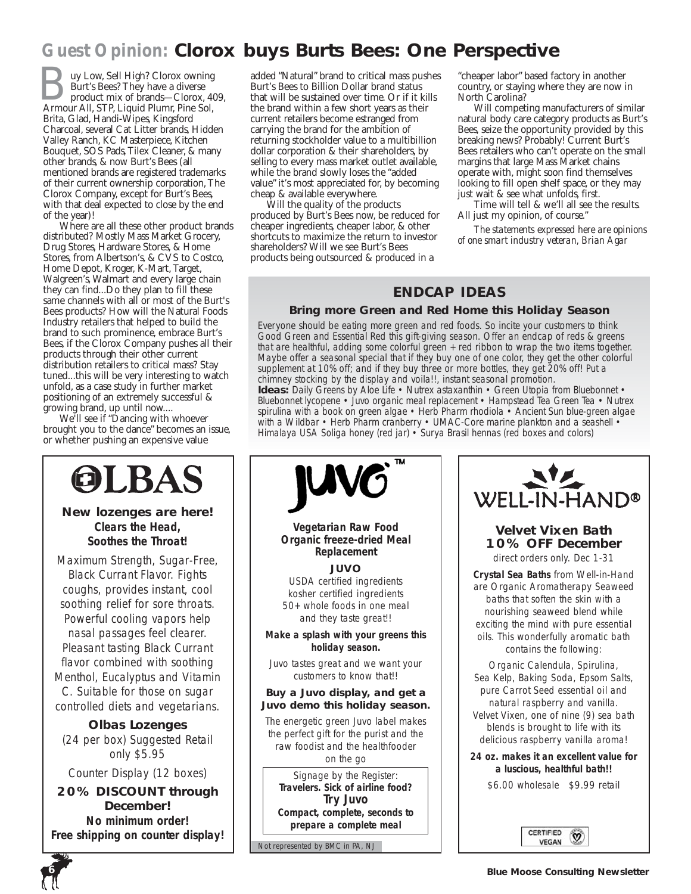# Guest Opinion: Clorox buys Burts Bees: One Perspective

Buy Low, Sell High? Clorox owning Burt's Bees? They have a diverse product mix of brands—Clorox, 409, Armour All, STP, Liquid Plumr, Pine Sol, Brita, Glad, Handi-Wipes, Kingsford Charcoal, several Cat Litter brands, Hidden Valley Ranch, KC Masterpiece, Kitchen Bouquet, SOS Pads, Tilex Cleaner, & many other brands, & now Burt's Bees (all mentioned brands are registered trademarks of their current ownership corporation, The Clorox Company, except for Burt's Bees, with that deal expected to close by the end of the year)!

Where are all these other product brands distributed? Mostly Mass Market Grocery, Drug Stores, Hardware Stores, & Home Stores, from Albertson's, & CVS to Costco, Home Depot, Kroger, K-Mart, Target, Walgreen's, Walmart and every large chain they can find...Do they plan to fill these same channels with all or most of the Burt's Bees products? How will the Natural Foods Industry retailers that helped to build the brand to such prominence, embrace Burt's Bees, if the Clorox Company pushes all their products through their other current distribution retailers to critical mass? Stay tuned...this will be very interesting to watch unfold, as a case study in further market positioning of an extremely successful & growing brand, up until now....

We'll see if "Dancing with whoever brought you to the dance" becomes an issue, or whether pushing an expensive value added "Natural" brand to critical mass pushes Burt's Bees to Billion Dollar brand status that will be sustained over time. Or if it kills the brand within a few short years as their current retailers become estranged from carrying the brand for the ambition of returning stockholder value to a multibillion dollar corporation & their shareholders, by selling to every mass market outlet available, while the brand slowly loses the "added value" it's most appreciated for, by becoming cheap & available everywhere.

Will the quality of the products produced by Burt's Bees now, be reduced for cheaper ingredients, cheaper labor, & other shortcuts to maximize the return to investor shareholders? Will we see Burt's Bees products being outsourced & produced in a "cheaper labor" based factory in another country, or staying where they are now in North Carolina?

Will competing manufacturers of similar natural body care category products as Burt's Bees, seize the opportunity provided by this breaking news? Probably! Current Burt's Bees retailers who can't operate on the small margins that large Mass Market chains operate with, might soon find themselves looking to fill open shelf space, or they may just wait & see what unfolds, first.

Time will tell & we'll all see the results. All just my opinion, of course."

*The statements expressed here are opinions of one smart industry veteran, Brian Agar*

## ENDCAP IDEAS

### Bring more Green and Red Home this Holiday Season

*Everyone should be eating more green and red foods. So incite your customers to think Good Green and Essential Red this gift-giving season. Offer an endcap of reds & greens that are healthful, adding some colorful green + red ribbon to wrap the two items together. Maybe offer a seasonal special that if they buy one of one color, they get the other colorful supplement at 10% off; and if they buy three or more bottles, they get 20% off! Put a chimney stocking by the display and voila!!, instant seasonal promotion.*

**Ideas:** *Daily Greens by Aloe Life • Nutrex astaxanthin • Green Utopia from Bluebonnet • Bluebonnet lycopene • Juvo organic meal replacement • Hampstead Tea Green Tea • Nutrex spirulina with a book on green algae • Herb Pharm rhodiola • Ancient Sun blue-green algae with a Wildbar • Herb Pharm cranberry • UMAC-Core marine plankton and a seashell • Himalaya USA Soliga honey (red jar) • Surya Brasil hennas (red boxes and colors)*

---

## OLBAS

**New lozenges are here!**
***Clears the Head, Soothes the Throat!***

*Maximum Strength, Sugar-Free, Black Currant Flavor. Fights coughs, provides instant, cool soothing relief for sore throats. Powerful cooling vapors help nasal passages feel clearer. Pleasant tasting Black Currant flavor combined with soothing Menthol, Eucalyptus and Vitamin C. Suitable for those on sugar controlled diets and vegetarians.*

**Olbas Lozenges**
*(24 per box) Suggested Retail only $5.95*

*Counter Display (12 boxes)*

**20% DISCOUNT through December!**
**No minimum order!**
**Free shipping on counter display!**

---

## JUVO™

***Vegetarian Raw Food Organic freeze-dried Meal Replacement***

**JUVO**

*USDA certified ingredients*
*kosher certified ingredients*
*50+ whole foods in one meal and they taste great!!*

***Make a splash with your greens this holiday season.***

*Juvo tastes great and we want your customers to know that!!*

**Buy a Juvo display, and get a Juvo demo this holiday season.**

*The energetic green Juvo label makes the perfect gift for the purist and the raw foodist and the healthfooder on the go*

*Signage by the Register:*
***Travelers. Sick of airline food?***
***Try Juvo***
***Compact, complete, seconds to prepare a complete meal***

*Not represented by BMC in PA, NJ*

---

## WELL-IN-HAND®

**Velvet Vixen Bath**
**10% OFF December**
*direct orders only. Dec 1-31*

***Crystal Sea Baths*** *from Well-in-Hand are Organic Aromatherapy Seaweed baths that soften the skin with a nourishing seaweed blend while exciting the mind with pure essential oils. This wonderfully aromatic bath contains the following:*

*Organic Calendula, Spirulina, Sea Kelp, Baking Soda, Epsom Salts, pure Carrot Seed essential oil and natural raspberry and vanilla. Velvet Vixen, one of nine (9) sea bath blends is brought to life with its delicious raspberry vanilla aroma!*

***24 oz. makes it an excellent value for a luscious, healthful bath!!***

*$6.00 wholesale $9.99 retail*

CERTIFIED VEGAN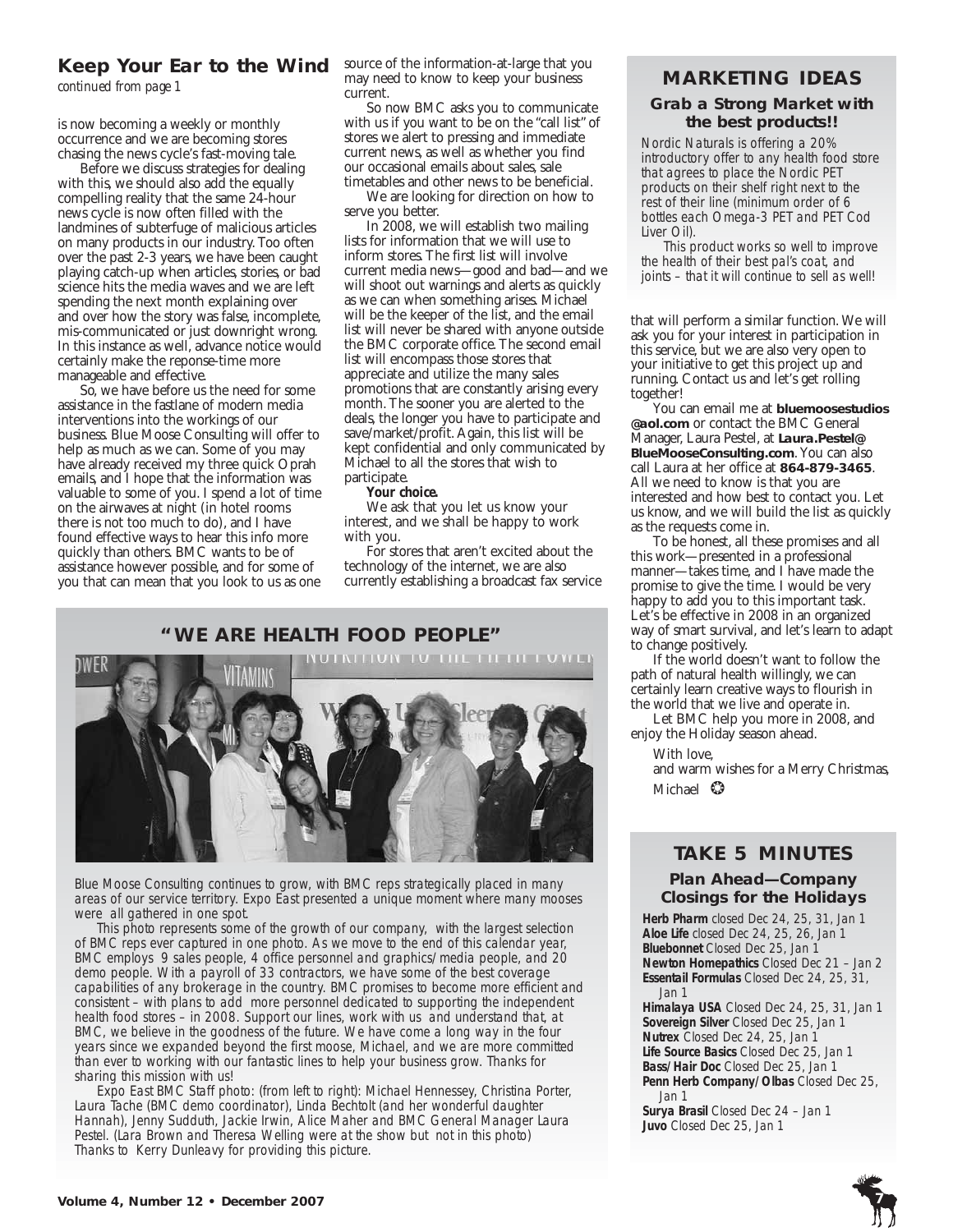## Keep Your Ear to the Wind

*continued from page 1*

is now becoming a weekly or monthly occurrence and we are becoming stores chasing the news cycle's fast-moving tale.

Before we discuss strategies for dealing with this, we should also add the equally compelling reality that the same 24-hour news cycle is now often filled with the landmines of subterfuge of malicious articles on many products in our industry. Too often over the past 2-3 years, we have been caught playing catch-up when articles, stories, or bad science hits the media waves and we are left spending the next month explaining over and over how the story was false, incomplete, mis-communicated or just downright wrong. In this instance as well, advance notice would certainly make the reponse-time more manageable and effective.

So, we have before us the need for some assistance in the fastlane of modern media interventions into the workings of our business. Blue Moose Consulting will offer to help as much as we can. Some of you may have already received my three quick Oprah emails, and I hope that the information was valuable to some of you. I spend a lot of time on the airwaves at night (in hotel rooms there is not too much to do), and I have found effective ways to hear this info more quickly than others. BMC wants to be of assistance however possible, and for some of you that can mean that you look to us as one source of the information-at-large that you may need to know to keep your business current.

So now BMC asks you to communicate with us if you want to be on the "call list" of stores we alert to pressing and immediate current news, as well as whether you find our occasional emails about sales, sale timetables and other news to be beneficial.

We are looking for direction on how to serve you better.

In 2008, we will establish two mailing lists for information that we will use to inform stores. The first list will involve current media news—good and bad—and we will shoot out warnings and alerts as quickly as we can when something arises. Michael will be the keeper of the list, and the email list will never be shared with anyone outside the BMC corporate office. The second email list will encompass those stores that appreciate and utilize the many sales promotions that are constantly arising every month. The sooner you are alerted to the deals, the longer you have to participate and save/market/profit. Again, this list will be kept confidential and only communicated by Michael to all the stores that wish to participate.

**Your choice.**

We ask that you let us know your interest, and we shall be happy to work with you.

For stores that aren't excited about the technology of the internet, we are also currently establishing a broadcast fax service that will perform a similar function. We will ask you for your interest in participation in this service, but we are also very open to your initiative to get this project up and running. Contact us and let's get rolling together!

You can email me at **bluemoosestudios @aol.com** or contact the BMC General Manager, Laura Pestel, at **Laura.Pestel@ BlueMooseConsulting.com**. You can also call Laura at her office at **864-879-3465**. All we need to know is that you are interested and how best to contact you. Let us know, and we will build the list as quickly as the requests come in.

To be honest, all these promises and all this work—presented in a professional manner—takes time, and I have made the promise to give the time. I would be very happy to add you to this important task. Let's be effective in 2008 in an organized way of smart survival, and let's learn to adapt to change positively.

If the world doesn't want to follow the path of natural health willingly, we can certainly learn creative ways to flourish in the world that we live and operate in.

Let BMC help you more in 2008, and enjoy the Holiday season ahead.

With love,
and warm wishes for a Merry Christmas,
Michael

## MARKETING IDEAS

### Grab a Strong Market with the best products!!

*Nordic Naturals is offering a 20% introductory offer to any health food store that agrees to place the Nordic PET products on their shelf right next to the rest of their line (minimum order of 6 bottles each Omega-3 PET and PET Cod Liver Oil).*

*This product works so well to improve the health of their best pal's coat, and joints – that it will continue to sell as well!*

## "WE ARE HEALTH FOOD PEOPLE"

*Blue Moose Consulting continues to grow, with BMC reps strategically placed in many areas of our service territory. Expo East presented a unique moment where many mooses were all gathered in one spot.*

*This photo represents some of the growth of our company, with the largest selection of BMC reps ever captured in one photo. As we move to the end of this calendar year, BMC employs 9 sales people, 4 office personnel and graphics/media people, and 20 demo people. With a payroll of 33 contractors, we have some of the best coverage capabilities of any brokerage in the country. BMC promises to become more efficient and consistent – with plans to add more personnel dedicated to supporting the independent health food stores – in 2008. Support our lines, work with us and understand that, at BMC, we believe in the goodness of the future. We have come a long way in the four years since we expanded beyond the first moose, Michael, and we are more committed than ever to working with our fantastic lines to help your business grow. Thanks for sharing this mission with us!*

*Expo East BMC Staff photo: (from left to right): Michael Hennessey, Christina Porter, Laura Tache (BMC demo coordinator), Linda Bechtolt (and her wonderful daughter Hannah), Jenny Sudduth, Jackie Irwin, Alice Maher and BMC General Manager Laura Pestel. (Laura Brown and Theresa Welling were at the show but not in this photo) Thanks to Kerry Dunleavy for providing this picture.*

## TAKE 5 MINUTES

### Plan Ahead—Company Closings for the Holidays

- **Herb Pharm** closed Dec 24, 25, 31, Jan 1
- **Aloe Life** closed Dec 24, 25, 26, Jan 1
- **Bluebonnet** Closed Dec 25, Jan 1
- **Newton Homepathics** Closed Dec 21 – Jan 2
- **Essentail Formulas** Closed Dec 24, 25, 31, Jan 1
- **Himalaya USA** Closed Dec 24, 25, 31, Jan 1
- **Sovereign Silver** Closed Dec 25, Jan 1
- **Nutrex** Closed Dec 24, 25, Jan 1
- **Life Source Basics** Closed Dec 25, Jan 1
- **Bass/Hair Doc** Closed Dec 25, Jan 1
- **Penn Herb Company/Olbas** Closed Dec 25, Jan 1
- **Surya Brasil** Closed Dec 24 – Jan 1
- **Juvo** Closed Dec 25, Jan 1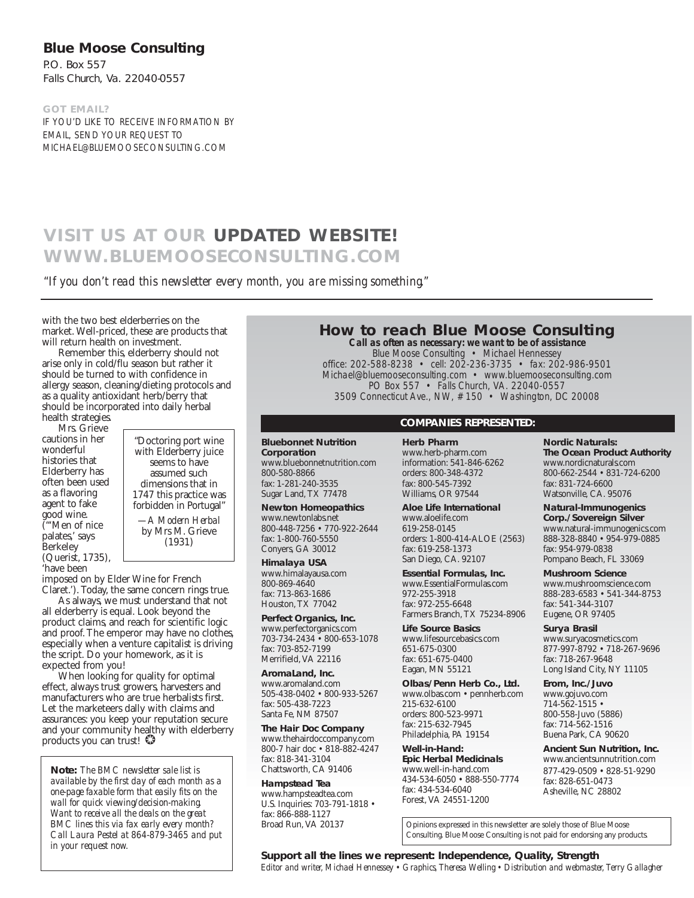**Blue Moose Consulting**

P.O. Box 557
Falls Church, Va. 22040-0557

**GOT EMAIL?**

IF YOU'D LIKE TO RECEIVE INFORMATION BY EMAIL, SEND YOUR REQUEST TO MICHAEL@BLUEMOOSECONSULTING.COM

## VISIT US AT OUR **UPDATED WEBSITE!** WWW.BLUEMOOSECONSULTING.COM

*"If you don't read this newsletter every month, you are missing something."*

---

with the two best elderberries on the market. Well-priced, these are products that will return health on investment.

Remember this, elderberry should not arise only in cold/flu season but rather it should be turned to with confidence in allergy season, cleaning/dieting protocols and as a quality antioxidant herb/berry that should be incorporated into daily herbal health strategies.

Mrs. Grieve cautions in her wonderful histories that Elderberry has often been used as a flavoring agent to fake good wine. ('"Men of nice palates,' says Berkeley (Querist, 1735), 'have been imposed on by Elder Wine for French Claret.'). Today, the same concern rings true.

> "Doctoring port wine with Elderberry juice seems to have assumed such dimensions that in 1747 this practice was forbidden in Portugal"
>
> *—A Modern Herbal* by Mrs M. Grieve (1931)

As always, we must understand that not all elderberry is equal. Look beyond the product claims, and reach for scientific logic and proof. The emperor may have no clothes, especially when a venture capitalist is driving the script. Do your homework, as it is expected from you!

When looking for quality for optimal effect, always trust growers, harvesters and manufacturers who are true herbalists first. Let the marketeers dally with claims and assurances: you keep your reputation secure and your community healthy with elderberry products you can trust!

**Note:** *The BMC newsletter sale list is available by the first day of each month as a one-page faxable form that easily fits on the wall for quick viewing/decision-making. Want to receive all the deals on the great BMC lines this via fax early every month? Call Laura Pestel at 864-879-3465 and put in your request now.*

## How to reach Blue Moose Consulting

***Call as often as necessary: we want to be of assistance***

Blue Moose Consulting • Michael Hennessey
office: 202-588-8238 • cell: 202-236-3735 • fax: 202-986-9501
Michael@bluemooseconsulting.com • www.bluemooseconsulting.com
PO Box 557 • Falls Church, VA. 22040-0557
3509 Connecticut Ave., NW, # 150 • Washington, DC 20008

### COMPANIES REPRESENTED:

**Bluebonnet Nutrition Corporation**
www.bluebonnetnutrition.com
800-580-8866
fax: 1-281-240-3535
Sugar Land, TX 77478

**Newton Homeopathics**
www.newtonlabs.net
800-448-7256 • 770-922-2644
fax: 1-800-760-5550
Conyers, GA 30012

**Himalaya USA**
www.himalayausa.com
800-869-4640
fax: 713-863-1686
Houston, TX 77042

**Perfect Organics, Inc.**
www.perfectorganics.com
703-734-2434 • 800-653-1078
fax: 703-852-7199
Merrifield, VA 22116

**AromaLand, Inc.**
www.aromaland.com
505-438-0402 • 800-933-5267
fax: 505-438-7223
Santa Fe, NM 87507

**The Hair Doc Company**
www.thehairdoccompany.com
800-7 hair doc • 818-882-4247
fax: 818-341-3104
Chattsworth, CA 91406

**Hampstead Tea**
www.hampsteadtea.com
U.S. Inquiries: 703-791-1818 •
fax: 866-888-1127
Broad Run, VA 20137

**Herb Pharm**
www.herb-pharm.com
information: 541-846-6262
orders: 800-348-4372
fax: 800-545-7392
Williams, OR 97544

**Aloe Life International**
www.aloelife.com
619-258-0145
orders: 1-800-414-ALOE (2563)
fax: 619-258-1373
San Diego, CA. 92107

**Essential Formulas, Inc.**
www.EssentialFormulas.com
972-255-3918
fax: 972-255-6648
Farmers Branch, TX 75234-8906

**Life Source Basics**
www.lifesourcebasics.com
651-675-0300
fax: 651-675-0400
Eagan, MN 55121

**Olbas/Penn Herb Co., Ltd.**
www.olbas.com • pennherb.com
215-632-6100
orders: 800-523-9971
fax: 215-632-7945
Philadelphia, PA 19154

**Well-in-Hand: Epic Herbal Medicinals**
www.well-in-hand.com
434-534-6050 • 888-550-7774
fax: 434-534-6040
Forest, VA 24551-1200

**Nordic Naturals: The Ocean Product Authority**
www.nordicnaturals.com
800-662-2544 • 831-724-6200
fax: 831-724-6600
Watsonville, CA. 95076

**Natural-Immunogenics Corp./Sovereign Silver**
www.natural-immunogenics.com
888-328-8840 • 954-979-0885
fax: 954-979-0838
Pompano Beach, FL 33069

**Mushroom Science**
www.mushroomscience.com
888-283-6583 • 541-344-8753
fax: 541-344-3107
Eugene, OR 97405

**Surya Brasil**
www.suryacosmetics.com
877-997-8792 • 718-267-9696
fax: 718-267-9648
Long Island City, NY 11105

**Erom, Inc./Juvo**
www.gojuvo.com
714-562-1515 •
800-558-Juvo (5886)
fax: 714-562-1516
Buena Park, CA 90620

**Ancient Sun Nutrition, Inc.**
www.ancientsunnutrition.com
877-429-0509 • 828-51-9290
fax: 828-651-0473
Asheville, NC 28802

Opinions expressed in this newsletter are solely those of Blue Moose Consulting. Blue Moose Consulting is not paid for endorsing any products.

**Support all the lines we represent: Independence, Quality, Strength**

*Editor and writer, Michael Hennessey • Graphics, Theresa Welling • Distribution and webmaster, Terry Gallagher*